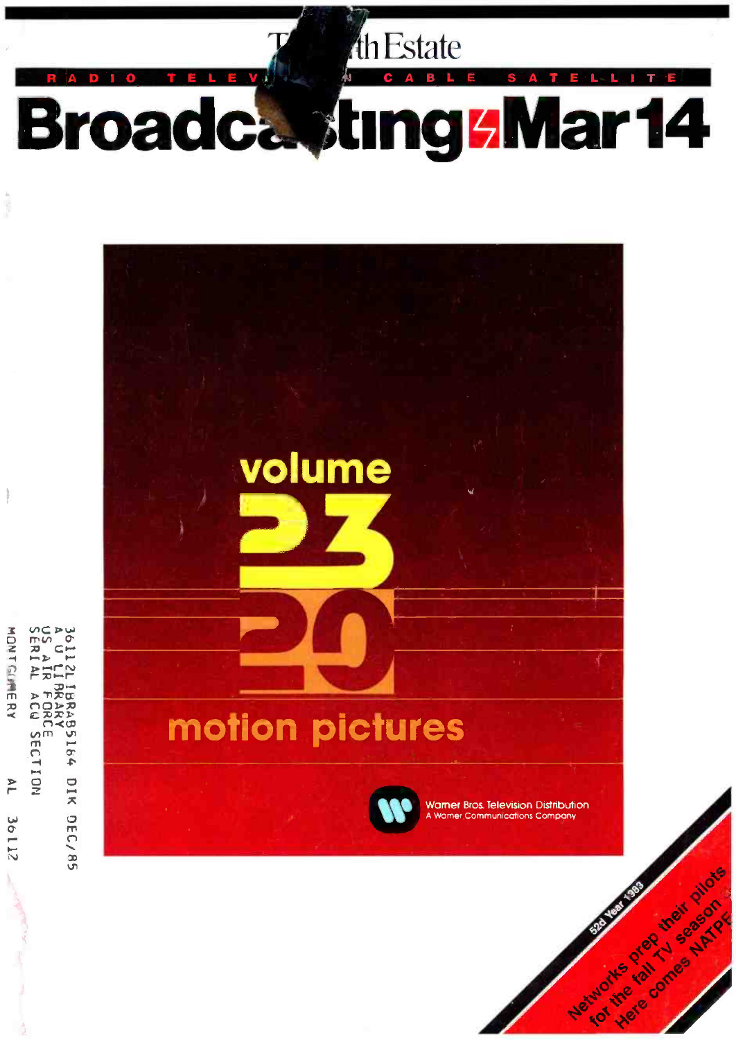The Fourth Estate

RADIO TELEVISION CABLE SATELLITE

# Broadcasting Mar 14

volume

23

20

motion pictures

Warner Bros. Television Distribution
A Warner Communications Company

36112LIBRAB5164 DIK DEC/85
A U LIBRARY
US AIR FORCE
SERIAL ACQ SECTION
MONTGOMERY AL 36112

52d Year 1983

Networks prep their pilots for the fall TV season

Here comes NATPE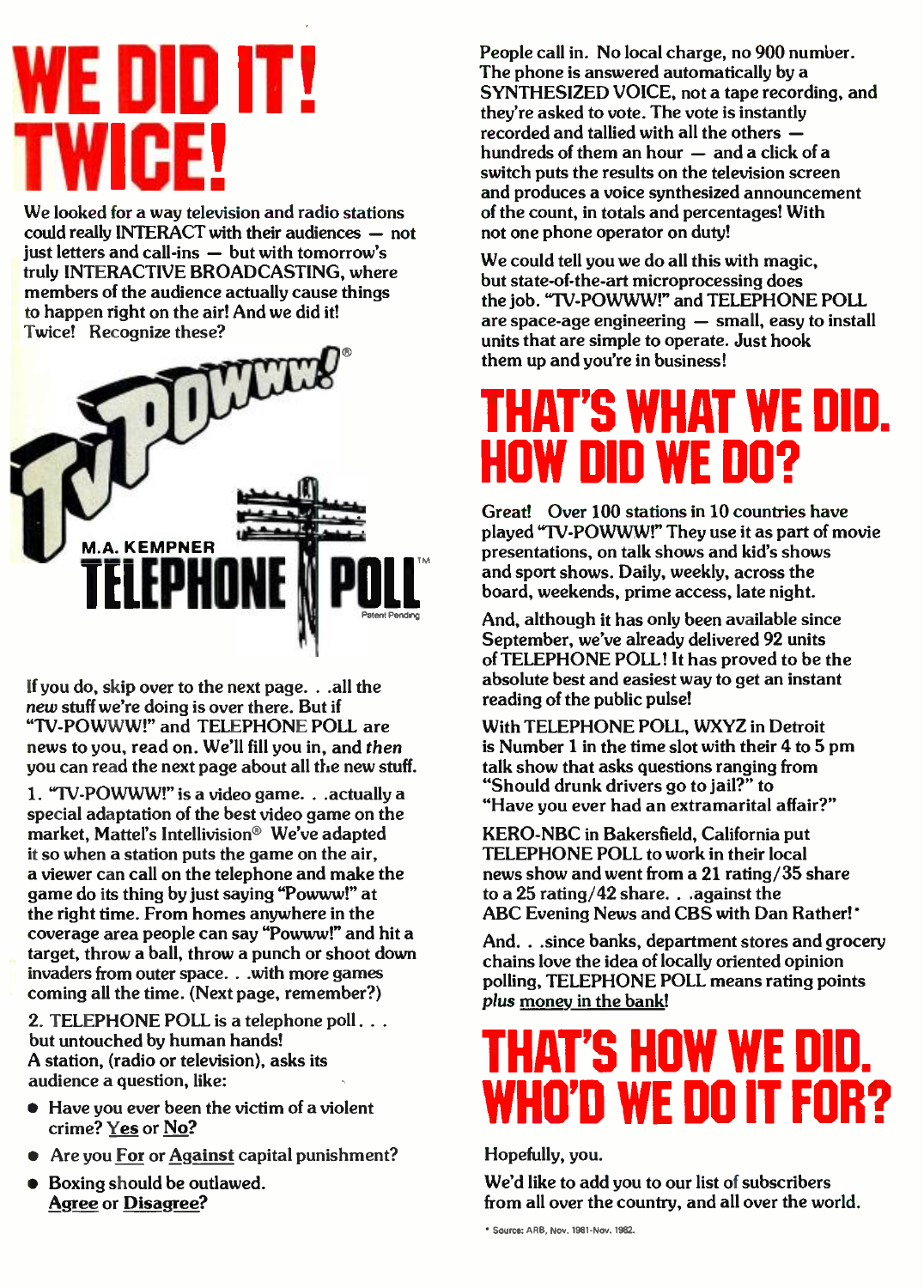# WE DID IT! TWICE!

We looked for a way television and radio stations could really INTERACT with their audiences — not just letters and call-ins — but with tomorrow's truly INTERACTIVE BROADCASTING, where members of the audience actually cause things to happen right on the air! And we did it! Twice! Recognize these?

TV POWWW!®

M.A. KEMPNER TELEPHONE POLL™ Patent Pending

If you do, skip over to the next page. . .all the *new* stuff we're doing is over there. But if "TV-POWWW!" and TELEPHONE POLL are news to you, read on. We'll fill you in, and *then* you can read the next page about all the new stuff.

1. "TV-POWWW!" is a video game. . .actually a special adaptation of the best video game on the market, Mattel's Intellivision® We've adapted it so when a station puts the game on the air, a viewer can call on the telephone and make the game do its thing by just saying "Powww!" at the right time. From homes anywhere in the coverage area people can say "Powww!" and hit a target, throw a ball, throw a punch or shoot down invaders from outer space. . .with more games coming all the time. (Next page, remember?)

2. TELEPHONE POLL is a telephone poll. . . but untouched by human hands! A station, (radio or television), asks its audience a question, like:

- Have you ever been the victim of a violent crime? Yes or No?
- Are you For or Against capital punishment?
- Boxing should be outlawed. Agree or Disagree?

People call in. No local charge, no 900 number. The phone is answered automatically by a SYNTHESIZED VOICE, not a tape recording, and they're asked to vote. The vote is instantly recorded and tallied with all the others — hundreds of them an hour — and a click of a switch puts the results on the television screen and produces a voice synthesized announcement of the count, in totals and percentages! With not one phone operator on duty!

We could tell you we do all this with magic, but state-of-the-art microprocessing does the job. "TV-POWWW!" and TELEPHONE POLL are space-age engineering — small, easy to install units that are simple to operate. Just hook them up and you're in business!

# THAT'S WHAT WE DID. HOW DID WE DO?

Great! Over 100 stations in 10 countries have played "TV-POWWW!" They use it as part of movie presentations, on talk shows and kid's shows and sport shows. Daily, weekly, across the board, weekends, prime access, late night.

And, although it has only been available since September, we've already delivered 92 units of TELEPHONE POLL! It has proved to be the absolute best and easiest way to get an instant reading of the public pulse!

With TELEPHONE POLL, WXYZ in Detroit is Number 1 in the time slot with their 4 to 5 pm talk show that asks questions ranging from "Should drunk drivers go to jail?" to "Have you ever had an extramarital affair?"

KERO-NBC in Bakersfield, California put TELEPHONE POLL to work in their local news show and went from a 21 rating/35 share to a 25 rating/42 share. . .against the ABC Evening News and CBS with Dan Rather!*

And. . .since banks, department stores and grocery chains love the idea of locally oriented opinion polling, TELEPHONE POLL means rating points *plus* money in the bank!

# THAT'S HOW WE DID. WHO'D WE DO IT FOR?

Hopefully, you.

We'd like to add you to our list of subscribers from all over the country, and all over the world.

* Source: ARB, Nov. 1981-Nov. 1982.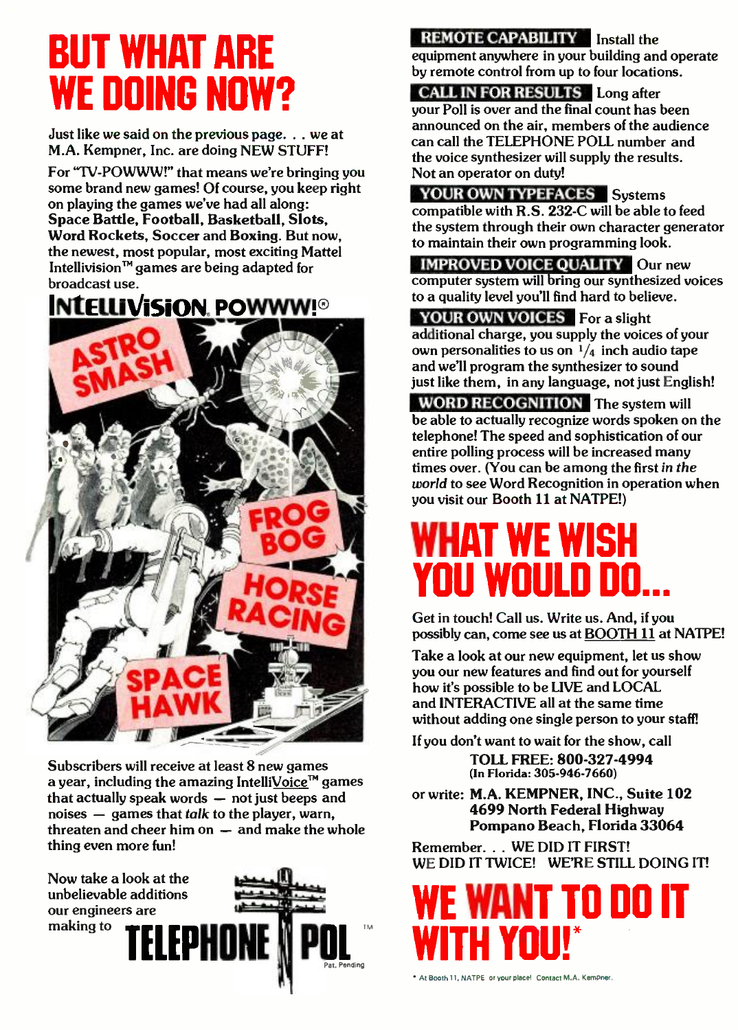# BUT WHAT ARE WE DOING NOW?

Just like we said on the previous page. . . we at M.A. Kempner, Inc. are doing NEW STUFF!

For "TV-POWWW!" that means we're bringing you some brand new games! Of course, you keep right on playing the games we've had all along: **Space Battle, Football, Basketball, Slots, Word Rockets, Soccer** and **Boxing**. But now, the newest, most popular, most exciting Mattel Intellivision™ games are being adapted for broadcast use.

## INTELLIVISION POWWW!®

ASTRO SMASH

FROG BOG

HORSE RACING

SPACE HAWK

Subscribers will receive at least 8 new games a year, including the amazing IntelliVoice™ games that actually speak words — not just beeps and noises — games that *talk* to the player, warn, threaten and cheer him on — and make the whole thing even more fun!

Now take a look at the unbelievable additions our engineers are making to **TELEPHONE POL**™ Pat. Pending

**REMOTE CAPABILITY** Install the equipment anywhere in your building and operate by remote control from up to four locations.

**CALL IN FOR RESULTS** Long after your Poll is over and the final count has been announced on the air, members of the audience can call the TELEPHONE POLL number and the voice synthesizer will supply the results. Not an operator on duty!

**YOUR OWN TYPEFACES** Systems compatible with R.S. 232-C will be able to feed the system through their own character generator to maintain their own programming look.

**IMPROVED VOICE QUALITY** Our new computer system will bring our synthesized voices to a quality level you'll find hard to believe.

**YOUR OWN VOICES** For a slight additional charge, you supply the voices of your own personalities to us on 1/4 inch audio tape and we'll program the synthesizer to sound just like them, in any language, not just English!

**WORD RECOGNITION** The system will be able to actually recognize words spoken on the telephone! The speed and sophistication of our entire polling process will be increased many times over. (You can be among the first *in the world* to see Word Recognition in operation when you visit our Booth 11 at NATPE!)

# WHAT WE WISH YOU WOULD DO...

Get in touch! Call us. Write us. And, if you possibly can, come see us at BOOTH 11 at NATPE!

Take a look at our new equipment, let us show you our new features and find out for yourself how it's possible to be LIVE and LOCAL and INTERACTIVE all at the same time without adding one single person to your staff!

If you don't want to wait for the show, call

**TOLL FREE: 800-327-4994**
**(In Florida: 305-946-7660)**

or write: **M.A. KEMPNER, INC., Suite 102**
**4699 North Federal Highway**
**Pompano Beach, Florida 33064**

Remember. . . WE DID IT FIRST!
WE DID IT TWICE! WE'RE STILL DOING IT!

# WE WANT TO DO IT WITH YOU!*

* At Booth 11, NATPE or your place! Contact M.A. Kempner.